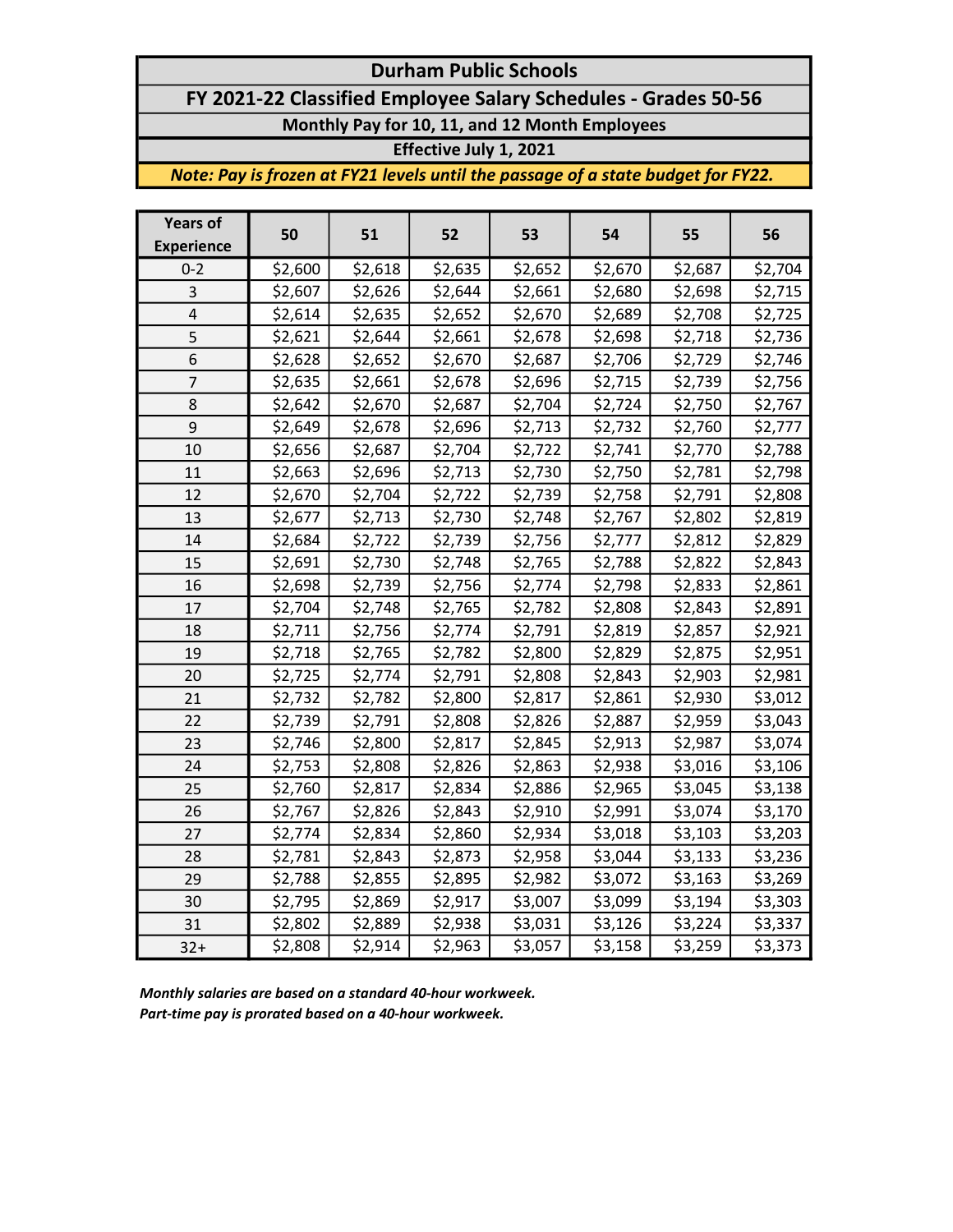# Durham Public Schools

## FY 2021-22 Classified Employee Salary Schedules - Grades 50-56

### Monthly Pay for 10, 11, and 12 Month Employees

### Effective July 1, 2021

***Note: Pay is frozen at FY21 levels until the passage of a state budget for FY22.***

| Years of Experience | 50 | 51 | 52 | 53 | 54 | 55 | 56 |
|---|---|---|---|---|---|---|---|
| 0-2 | $2,600 | $2,618 | $2,635 | $2,652 | $2,670 | $2,687 | $2,704 |
| 3 | $2,607 | $2,626 | $2,644 | $2,661 | $2,680 | $2,698 | $2,715 |
| 4 | $2,614 | $2,635 | $2,652 | $2,670 | $2,689 | $2,708 | $2,725 |
| 5 | $2,621 | $2,644 | $2,661 | $2,678 | $2,698 | $2,718 | $2,736 |
| 6 | $2,628 | $2,652 | $2,670 | $2,687 | $2,706 | $2,729 | $2,746 |
| 7 | $2,635 | $2,661 | $2,678 | $2,696 | $2,715 | $2,739 | $2,756 |
| 8 | $2,642 | $2,670 | $2,687 | $2,704 | $2,724 | $2,750 | $2,767 |
| 9 | $2,649 | $2,678 | $2,696 | $2,713 | $2,732 | $2,760 | $2,777 |
| 10 | $2,656 | $2,687 | $2,704 | $2,722 | $2,741 | $2,770 | $2,788 |
| 11 | $2,663 | $2,696 | $2,713 | $2,730 | $2,750 | $2,781 | $2,798 |
| 12 | $2,670 | $2,704 | $2,722 | $2,739 | $2,758 | $2,791 | $2,808 |
| 13 | $2,677 | $2,713 | $2,730 | $2,748 | $2,767 | $2,802 | $2,819 |
| 14 | $2,684 | $2,722 | $2,739 | $2,756 | $2,777 | $2,812 | $2,829 |
| 15 | $2,691 | $2,730 | $2,748 | $2,765 | $2,788 | $2,822 | $2,843 |
| 16 | $2,698 | $2,739 | $2,756 | $2,774 | $2,798 | $2,833 | $2,861 |
| 17 | $2,704 | $2,748 | $2,765 | $2,782 | $2,808 | $2,843 | $2,891 |
| 18 | $2,711 | $2,756 | $2,774 | $2,791 | $2,819 | $2,857 | $2,921 |
| 19 | $2,718 | $2,765 | $2,782 | $2,800 | $2,829 | $2,875 | $2,951 |
| 20 | $2,725 | $2,774 | $2,791 | $2,808 | $2,843 | $2,903 | $2,981 |
| 21 | $2,732 | $2,782 | $2,800 | $2,817 | $2,861 | $2,930 | $3,012 |
| 22 | $2,739 | $2,791 | $2,808 | $2,826 | $2,887 | $2,959 | $3,043 |
| 23 | $2,746 | $2,800 | $2,817 | $2,845 | $2,913 | $2,987 | $3,074 |
| 24 | $2,753 | $2,808 | $2,826 | $2,863 | $2,938 | $3,016 | $3,106 |
| 25 | $2,760 | $2,817 | $2,834 | $2,886 | $2,965 | $3,045 | $3,138 |
| 26 | $2,767 | $2,826 | $2,843 | $2,910 | $2,991 | $3,074 | $3,170 |
| 27 | $2,774 | $2,834 | $2,860 | $2,934 | $3,018 | $3,103 | $3,203 |
| 28 | $2,781 | $2,843 | $2,873 | $2,958 | $3,044 | $3,133 | $3,236 |
| 29 | $2,788 | $2,855 | $2,895 | $2,982 | $3,072 | $3,163 | $3,269 |
| 30 | $2,795 | $2,869 | $2,917 | $3,007 | $3,099 | $3,194 | $3,303 |
| 31 | $2,802 | $2,889 | $2,938 | $3,031 | $3,126 | $3,224 | $3,337 |
| 32+ | $2,808 | $2,914 | $2,963 | $3,057 | $3,158 | $3,259 | $3,373 |

***Monthly salaries are based on a standard 40-hour workweek.***
***Part-time pay is prorated based on a 40-hour workweek.***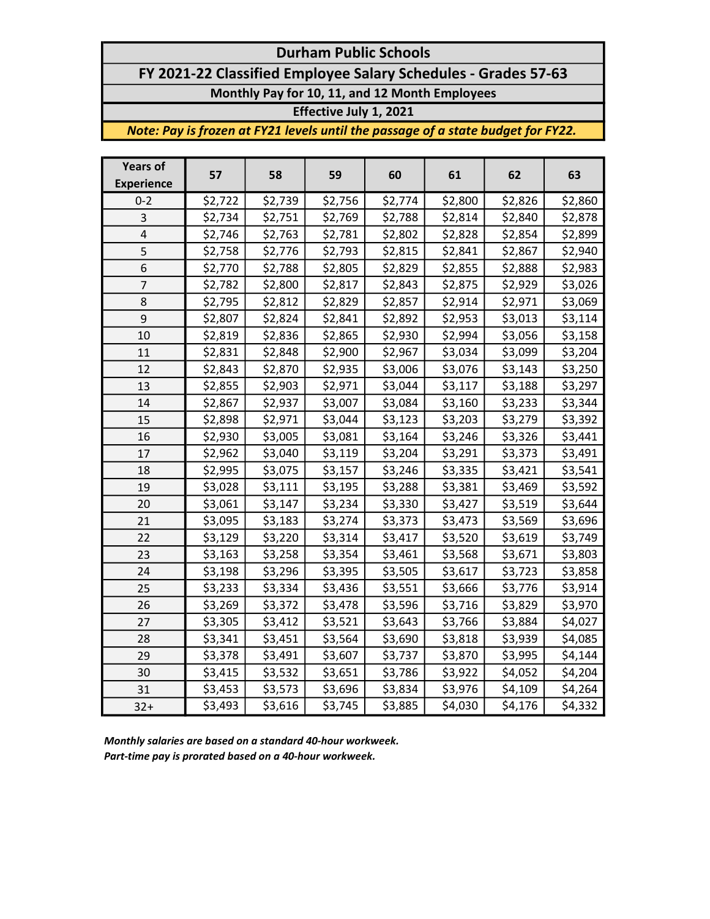# Durham Public Schools

## FY 2021-22 Classified Employee Salary Schedules - Grades 57-63

### Monthly Pay for 10, 11, and 12 Month Employees

### Effective July 1, 2021

***Note: Pay is frozen at FY21 levels until the passage of a state budget for FY22.***

| Years of Experience | 57 | 58 | 59 | 60 | 61 | 62 | 63 |
|---|---|---|---|---|---|---|---|
| 0-2 | $2,722 | $2,739 | $2,756 | $2,774 | $2,800 | $2,826 | $2,860 |
| 3 | $2,734 | $2,751 | $2,769 | $2,788 | $2,814 | $2,840 | $2,878 |
| 4 | $2,746 | $2,763 | $2,781 | $2,802 | $2,828 | $2,854 | $2,899 |
| 5 | $2,758 | $2,776 | $2,793 | $2,815 | $2,841 | $2,867 | $2,940 |
| 6 | $2,770 | $2,788 | $2,805 | $2,829 | $2,855 | $2,888 | $2,983 |
| 7 | $2,782 | $2,800 | $2,817 | $2,843 | $2,875 | $2,929 | $3,026 |
| 8 | $2,795 | $2,812 | $2,829 | $2,857 | $2,914 | $2,971 | $3,069 |
| 9 | $2,807 | $2,824 | $2,841 | $2,892 | $2,953 | $3,013 | $3,114 |
| 10 | $2,819 | $2,836 | $2,865 | $2,930 | $2,994 | $3,056 | $3,158 |
| 11 | $2,831 | $2,848 | $2,900 | $2,967 | $3,034 | $3,099 | $3,204 |
| 12 | $2,843 | $2,870 | $2,935 | $3,006 | $3,076 | $3,143 | $3,250 |
| 13 | $2,855 | $2,903 | $2,971 | $3,044 | $3,117 | $3,188 | $3,297 |
| 14 | $2,867 | $2,937 | $3,007 | $3,084 | $3,160 | $3,233 | $3,344 |
| 15 | $2,898 | $2,971 | $3,044 | $3,123 | $3,203 | $3,279 | $3,392 |
| 16 | $2,930 | $3,005 | $3,081 | $3,164 | $3,246 | $3,326 | $3,441 |
| 17 | $2,962 | $3,040 | $3,119 | $3,204 | $3,291 | $3,373 | $3,491 |
| 18 | $2,995 | $3,075 | $3,157 | $3,246 | $3,335 | $3,421 | $3,541 |
| 19 | $3,028 | $3,111 | $3,195 | $3,288 | $3,381 | $3,469 | $3,592 |
| 20 | $3,061 | $3,147 | $3,234 | $3,330 | $3,427 | $3,519 | $3,644 |
| 21 | $3,095 | $3,183 | $3,274 | $3,373 | $3,473 | $3,569 | $3,696 |
| 22 | $3,129 | $3,220 | $3,314 | $3,417 | $3,520 | $3,619 | $3,749 |
| 23 | $3,163 | $3,258 | $3,354 | $3,461 | $3,568 | $3,671 | $3,803 |
| 24 | $3,198 | $3,296 | $3,395 | $3,505 | $3,617 | $3,723 | $3,858 |
| 25 | $3,233 | $3,334 | $3,436 | $3,551 | $3,666 | $3,776 | $3,914 |
| 26 | $3,269 | $3,372 | $3,478 | $3,596 | $3,716 | $3,829 | $3,970 |
| 27 | $3,305 | $3,412 | $3,521 | $3,643 | $3,766 | $3,884 | $4,027 |
| 28 | $3,341 | $3,451 | $3,564 | $3,690 | $3,818 | $3,939 | $4,085 |
| 29 | $3,378 | $3,491 | $3,607 | $3,737 | $3,870 | $3,995 | $4,144 |
| 30 | $3,415 | $3,532 | $3,651 | $3,786 | $3,922 | $4,052 | $4,204 |
| 31 | $3,453 | $3,573 | $3,696 | $3,834 | $3,976 | $4,109 | $4,264 |
| 32+ | $3,493 | $3,616 | $3,745 | $3,885 | $4,030 | $4,176 | $4,332 |

***Monthly salaries are based on a standard 40-hour workweek.***
***Part-time pay is prorated based on a 40-hour workweek.***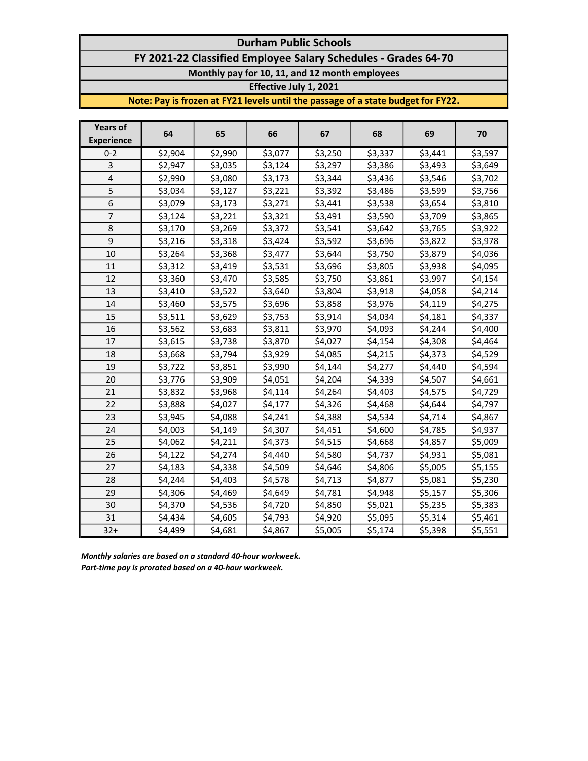# Durham Public Schools

## FY 2021-22 Classified Employee Salary Schedules - Grades 64-70

**Monthly pay for 10, 11, and 12 month employees**

**Effective July 1, 2021**

**Note: Pay is frozen at FY21 levels until the passage of a state budget for FY22.**

| Years of Experience | 64 | 65 | 66 | 67 | 68 | 69 | 70 |
|---|---|---|---|---|---|---|---|
| 0-2 | $2,904 | $2,990 | $3,077 | $3,250 | $3,337 | $3,441 | $3,597 |
| 3 | $2,947 | $3,035 | $3,124 | $3,297 | $3,386 | $3,493 | $3,649 |
| 4 | $2,990 | $3,080 | $3,173 | $3,344 | $3,436 | $3,546 | $3,702 |
| 5 | $3,034 | $3,127 | $3,221 | $3,392 | $3,486 | $3,599 | $3,756 |
| 6 | $3,079 | $3,173 | $3,271 | $3,441 | $3,538 | $3,654 | $3,810 |
| 7 | $3,124 | $3,221 | $3,321 | $3,491 | $3,590 | $3,709 | $3,865 |
| 8 | $3,170 | $3,269 | $3,372 | $3,541 | $3,642 | $3,765 | $3,922 |
| 9 | $3,216 | $3,318 | $3,424 | $3,592 | $3,696 | $3,822 | $3,978 |
| 10 | $3,264 | $3,368 | $3,477 | $3,644 | $3,750 | $3,879 | $4,036 |
| 11 | $3,312 | $3,419 | $3,531 | $3,696 | $3,805 | $3,938 | $4,095 |
| 12 | $3,360 | $3,470 | $3,585 | $3,750 | $3,861 | $3,997 | $4,154 |
| 13 | $3,410 | $3,522 | $3,640 | $3,804 | $3,918 | $4,058 | $4,214 |
| 14 | $3,460 | $3,575 | $3,696 | $3,858 | $3,976 | $4,119 | $4,275 |
| 15 | $3,511 | $3,629 | $3,753 | $3,914 | $4,034 | $4,181 | $4,337 |
| 16 | $3,562 | $3,683 | $3,811 | $3,970 | $4,093 | $4,244 | $4,400 |
| 17 | $3,615 | $3,738 | $3,870 | $4,027 | $4,154 | $4,308 | $4,464 |
| 18 | $3,668 | $3,794 | $3,929 | $4,085 | $4,215 | $4,373 | $4,529 |
| 19 | $3,722 | $3,851 | $3,990 | $4,144 | $4,277 | $4,440 | $4,594 |
| 20 | $3,776 | $3,909 | $4,051 | $4,204 | $4,339 | $4,507 | $4,661 |
| 21 | $3,832 | $3,968 | $4,114 | $4,264 | $4,403 | $4,575 | $4,729 |
| 22 | $3,888 | $4,027 | $4,177 | $4,326 | $4,468 | $4,644 | $4,797 |
| 23 | $3,945 | $4,088 | $4,241 | $4,388 | $4,534 | $4,714 | $4,867 |
| 24 | $4,003 | $4,149 | $4,307 | $4,451 | $4,600 | $4,785 | $4,937 |
| 25 | $4,062 | $4,211 | $4,373 | $4,515 | $4,668 | $4,857 | $5,009 |
| 26 | $4,122 | $4,274 | $4,440 | $4,580 | $4,737 | $4,931 | $5,081 |
| 27 | $4,183 | $4,338 | $4,509 | $4,646 | $4,806 | $5,005 | $5,155 |
| 28 | $4,244 | $4,403 | $4,578 | $4,713 | $4,877 | $5,081 | $5,230 |
| 29 | $4,306 | $4,469 | $4,649 | $4,781 | $4,948 | $5,157 | $5,306 |
| 30 | $4,370 | $4,536 | $4,720 | $4,850 | $5,021 | $5,235 | $5,383 |
| 31 | $4,434 | $4,605 | $4,793 | $4,920 | $5,095 | $5,314 | $5,461 |
| 32+ | $4,499 | $4,681 | $4,867 | $5,005 | $5,174 | $5,398 | $5,551 |

***Monthly salaries are based on a standard 40-hour workweek.***
***Part-time pay is prorated based on a 40-hour workweek.***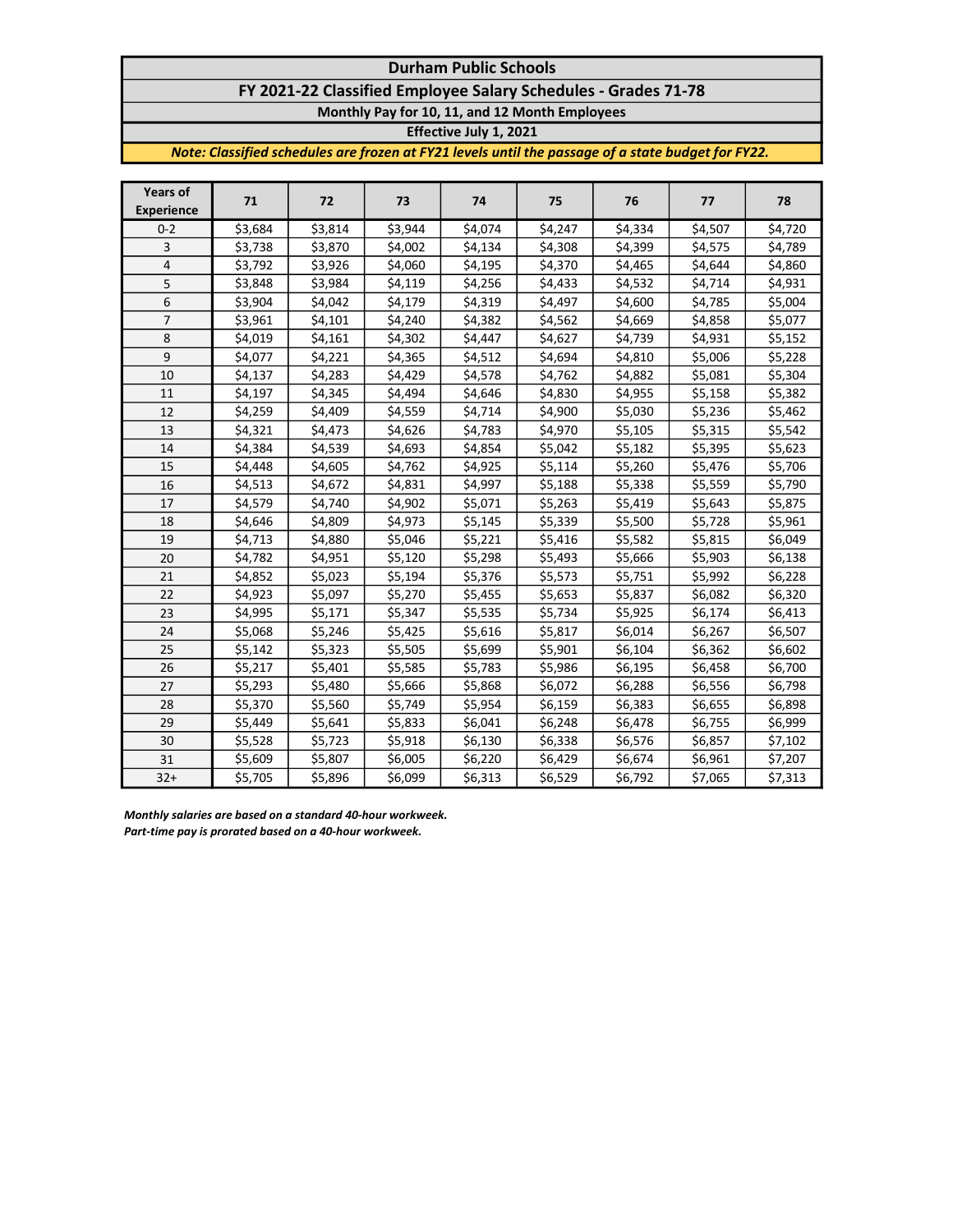# Durham Public Schools

## FY 2021-22 Classified Employee Salary Schedules - Grades 71-78

### Monthly Pay for 10, 11, and 12 Month Employees

**Effective July 1, 2021**

***Note: Classified schedules are frozen at FY21 levels until the passage of a state budget for FY22.***

| Years of Experience | 71 | 72 | 73 | 74 | 75 | 76 | 77 | 78 |
|---|---|---|---|---|---|---|---|---|
| 0-2 | $3,684 | $3,814 | $3,944 | $4,074 | $4,247 | $4,334 | $4,507 | $4,720 |
| 3 | $3,738 | $3,870 | $4,002 | $4,134 | $4,308 | $4,399 | $4,575 | $4,789 |
| 4 | $3,792 | $3,926 | $4,060 | $4,195 | $4,370 | $4,465 | $4,644 | $4,860 |
| 5 | $3,848 | $3,984 | $4,119 | $4,256 | $4,433 | $4,532 | $4,714 | $4,931 |
| 6 | $3,904 | $4,042 | $4,179 | $4,319 | $4,497 | $4,600 | $4,785 | $5,004 |
| 7 | $3,961 | $4,101 | $4,240 | $4,382 | $4,562 | $4,669 | $4,858 | $5,077 |
| 8 | $4,019 | $4,161 | $4,302 | $4,447 | $4,627 | $4,739 | $4,931 | $5,152 |
| 9 | $4,077 | $4,221 | $4,365 | $4,512 | $4,694 | $4,810 | $5,006 | $5,228 |
| 10 | $4,137 | $4,283 | $4,429 | $4,578 | $4,762 | $4,882 | $5,081 | $5,304 |
| 11 | $4,197 | $4,345 | $4,494 | $4,646 | $4,830 | $4,955 | $5,158 | $5,382 |
| 12 | $4,259 | $4,409 | $4,559 | $4,714 | $4,900 | $5,030 | $5,236 | $5,462 |
| 13 | $4,321 | $4,473 | $4,626 | $4,783 | $4,970 | $5,105 | $5,315 | $5,542 |
| 14 | $4,384 | $4,539 | $4,693 | $4,854 | $5,042 | $5,182 | $5,395 | $5,623 |
| 15 | $4,448 | $4,605 | $4,762 | $4,925 | $5,114 | $5,260 | $5,476 | $5,706 |
| 16 | $4,513 | $4,672 | $4,831 | $4,997 | $5,188 | $5,338 | $5,559 | $5,790 |
| 17 | $4,579 | $4,740 | $4,902 | $5,071 | $5,263 | $5,419 | $5,643 | $5,875 |
| 18 | $4,646 | $4,809 | $4,973 | $5,145 | $5,339 | $5,500 | $5,728 | $5,961 |
| 19 | $4,713 | $4,880 | $5,046 | $5,221 | $5,416 | $5,582 | $5,815 | $6,049 |
| 20 | $4,782 | $4,951 | $5,120 | $5,298 | $5,493 | $5,666 | $5,903 | $6,138 |
| 21 | $4,852 | $5,023 | $5,194 | $5,376 | $5,573 | $5,751 | $5,992 | $6,228 |
| 22 | $4,923 | $5,097 | $5,270 | $5,455 | $5,653 | $5,837 | $6,082 | $6,320 |
| 23 | $4,995 | $5,171 | $5,347 | $5,535 | $5,734 | $5,925 | $6,174 | $6,413 |
| 24 | $5,068 | $5,246 | $5,425 | $5,616 | $5,817 | $6,014 | $6,267 | $6,507 |
| 25 | $5,142 | $5,323 | $5,505 | $5,699 | $5,901 | $6,104 | $6,362 | $6,602 |
| 26 | $5,217 | $5,401 | $5,585 | $5,783 | $5,986 | $6,195 | $6,458 | $6,700 |
| 27 | $5,293 | $5,480 | $5,666 | $5,868 | $6,072 | $6,288 | $6,556 | $6,798 |
| 28 | $5,370 | $5,560 | $5,749 | $5,954 | $6,159 | $6,383 | $6,655 | $6,898 |
| 29 | $5,449 | $5,641 | $5,833 | $6,041 | $6,248 | $6,478 | $6,755 | $6,999 |
| 30 | $5,528 | $5,723 | $5,918 | $6,130 | $6,338 | $6,576 | $6,857 | $7,102 |
| 31 | $5,609 | $5,807 | $6,005 | $6,220 | $6,429 | $6,674 | $6,961 | $7,207 |
| 32+ | $5,705 | $5,896 | $6,099 | $6,313 | $6,529 | $6,792 | $7,065 | $7,313 |

***Monthly salaries are based on a standard 40-hour workweek.***
***Part-time pay is prorated based on a 40-hour workweek.***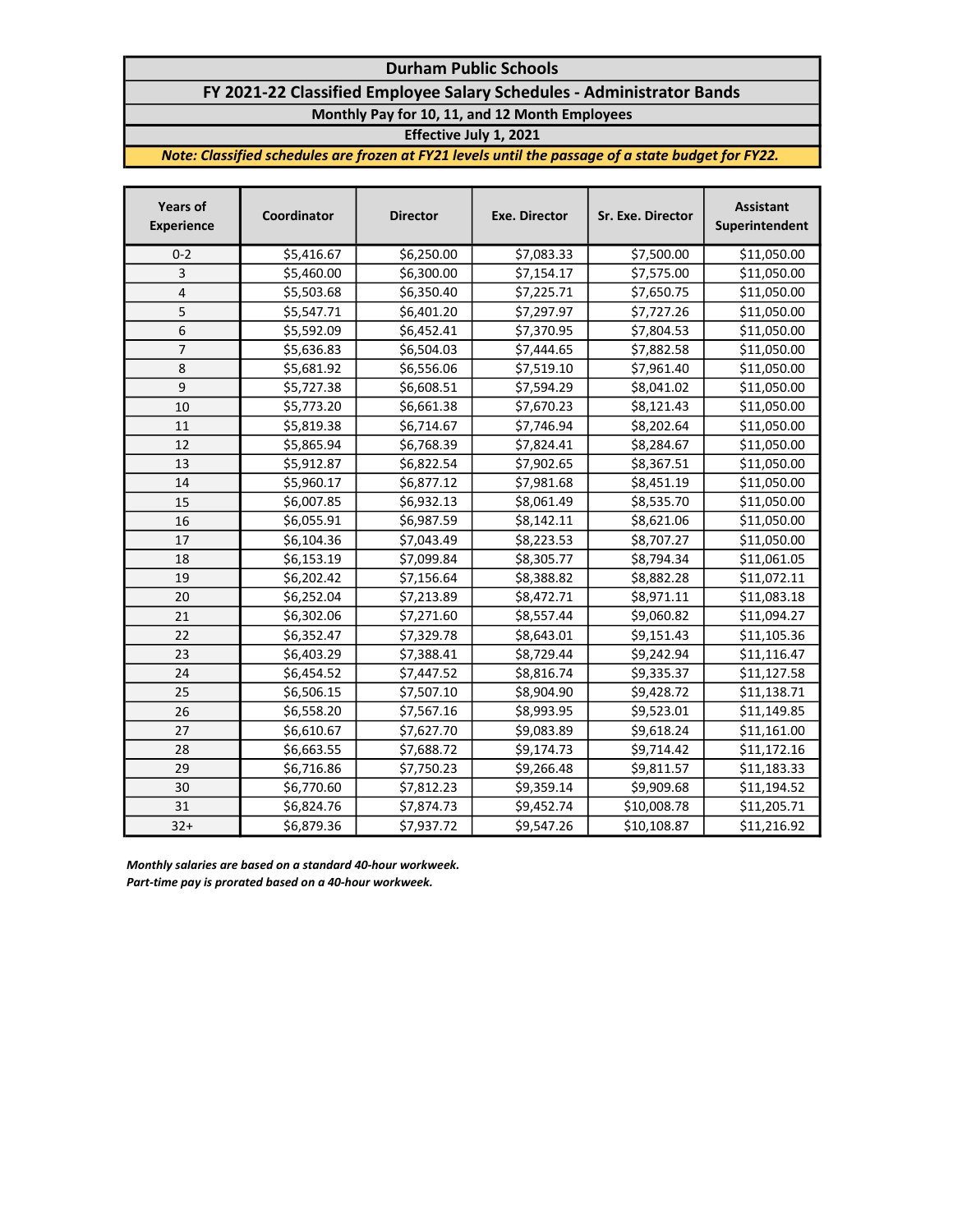# Durham Public Schools

## FY 2021-22 Classified Employee Salary Schedules - Administrator Bands

### Monthly Pay for 10, 11, and 12 Month Employees

**Effective July 1, 2021**

***Note: Classified schedules are frozen at FY21 levels until the passage of a state budget for FY22.***

| Years of Experience | Coordinator | Director | Exe. Director | Sr. Exe. Director | Assistant Superintendent |
|---|---|---|---|---|---|
| 0-2 | $5,416.67 | $6,250.00 | $7,083.33 | $7,500.00 | $11,050.00 |
| 3 | $5,460.00 | $6,300.00 | $7,154.17 | $7,575.00 | $11,050.00 |
| 4 | $5,503.68 | $6,350.40 | $7,225.71 | $7,650.75 | $11,050.00 |
| 5 | $5,547.71 | $6,401.20 | $7,297.97 | $7,727.26 | $11,050.00 |
| 6 | $5,592.09 | $6,452.41 | $7,370.95 | $7,804.53 | $11,050.00 |
| 7 | $5,636.83 | $6,504.03 | $7,444.65 | $7,882.58 | $11,050.00 |
| 8 | $5,681.92 | $6,556.06 | $7,519.10 | $7,961.40 | $11,050.00 |
| 9 | $5,727.38 | $6,608.51 | $7,594.29 | $8,041.02 | $11,050.00 |
| 10 | $5,773.20 | $6,661.38 | $7,670.23 | $8,121.43 | $11,050.00 |
| 11 | $5,819.38 | $6,714.67 | $7,746.94 | $8,202.64 | $11,050.00 |
| 12 | $5,865.94 | $6,768.39 | $7,824.41 | $8,284.67 | $11,050.00 |
| 13 | $5,912.87 | $6,822.54 | $7,902.65 | $8,367.51 | $11,050.00 |
| 14 | $5,960.17 | $6,877.12 | $7,981.68 | $8,451.19 | $11,050.00 |
| 15 | $6,007.85 | $6,932.13 | $8,061.49 | $8,535.70 | $11,050.00 |
| 16 | $6,055.91 | $6,987.59 | $8,142.11 | $8,621.06 | $11,050.00 |
| 17 | $6,104.36 | $7,043.49 | $8,223.53 | $8,707.27 | $11,050.00 |
| 18 | $6,153.19 | $7,099.84 | $8,305.77 | $8,794.34 | $11,061.05 |
| 19 | $6,202.42 | $7,156.64 | $8,388.82 | $8,882.28 | $11,072.11 |
| 20 | $6,252.04 | $7,213.89 | $8,472.71 | $8,971.11 | $11,083.18 |
| 21 | $6,302.06 | $7,271.60 | $8,557.44 | $9,060.82 | $11,094.27 |
| 22 | $6,352.47 | $7,329.78 | $8,643.01 | $9,151.43 | $11,105.36 |
| 23 | $6,403.29 | $7,388.41 | $8,729.44 | $9,242.94 | $11,116.47 |
| 24 | $6,454.52 | $7,447.52 | $8,816.74 | $9,335.37 | $11,127.58 |
| 25 | $6,506.15 | $7,507.10 | $8,904.90 | $9,428.72 | $11,138.71 |
| 26 | $6,558.20 | $7,567.16 | $8,993.95 | $9,523.01 | $11,149.85 |
| 27 | $6,610.67 | $7,627.70 | $9,083.89 | $9,618.24 | $11,161.00 |
| 28 | $6,663.55 | $7,688.72 | $9,174.73 | $9,714.42 | $11,172.16 |
| 29 | $6,716.86 | $7,750.23 | $9,266.48 | $9,811.57 | $11,183.33 |
| 30 | $6,770.60 | $7,812.23 | $9,359.14 | $9,909.68 | $11,194.52 |
| 31 | $6,824.76 | $7,874.73 | $9,452.74 | $10,008.78 | $11,205.71 |
| 32+ | $6,879.36 | $7,937.72 | $9,547.26 | $10,108.87 | $11,216.92 |

*Monthly salaries are based on a standard 40-hour workweek.*
*Part-time pay is prorated based on a 40-hour workweek.*